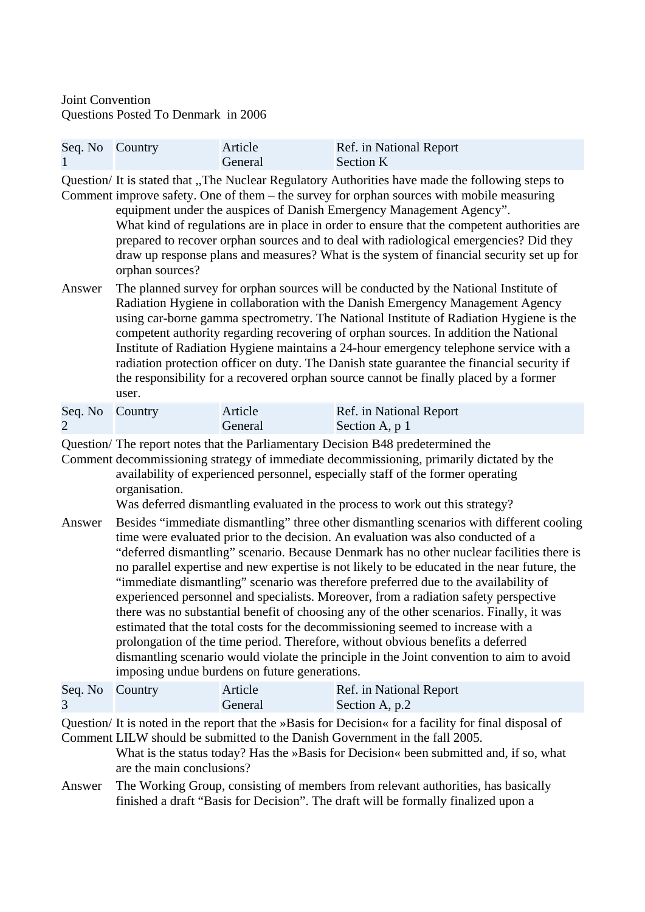Joint Convention
Questions Posted To Denmark in 2006

| Seq. No | Country | Article | Ref. in National Report |
|---|---|---|---|
| 1 | | General | Section K |

Question/ Comment: It is stated that ,,The Nuclear Regulatory Authorities have made the following steps to improve safety. One of them – the survey for orphan sources with mobile measuring equipment under the auspices of Danish Emergency Management Agency".
What kind of regulations are in place in order to ensure that the competent authorities are prepared to recover orphan sources and to deal with radiological emergencies? Did they draw up response plans and measures? What is the system of financial security set up for orphan sources?

Answer: The planned survey for orphan sources will be conducted by the National Institute of Radiation Hygiene in collaboration with the Danish Emergency Management Agency using car-borne gamma spectrometry. The National Institute of Radiation Hygiene is the competent authority regarding recovering of orphan sources. In addition the National Institute of Radiation Hygiene maintains a 24-hour emergency telephone service with a radiation protection officer on duty. The Danish state guarantee the financial security if the responsibility for a recovered orphan source cannot be finally placed by a former user.

| Seq. No | Country | Article | Ref. in National Report |
|---|---|---|---|
| 2 | | General | Section A, p 1 |

Question/ Comment: The report notes that the Parliamentary Decision B48 predetermined the decommissioning strategy of immediate decommissioning, primarily dictated by the availability of experienced personnel, especially staff of the former operating organisation.
Was deferred dismantling evaluated in the process to work out this strategy?

Answer: Besides "immediate dismantling" three other dismantling scenarios with different cooling time were evaluated prior to the decision. An evaluation was also conducted of a "deferred dismantling" scenario. Because Denmark has no other nuclear facilities there is no parallel expertise and new expertise is not likely to be educated in the near future, the "immediate dismantling" scenario was therefore preferred due to the availability of experienced personnel and specialists. Moreover, from a radiation safety perspective there was no substantial benefit of choosing any of the other scenarios. Finally, it was estimated that the total costs for the decommissioning seemed to increase with a prolongation of the time period. Therefore, without obvious benefits a deferred dismantling scenario would violate the principle in the Joint convention to aim to avoid imposing undue burdens on future generations.

| Seq. No | Country | Article | Ref. in National Report |
|---|---|---|---|
| 3 | | General | Section A, p.2 |

Question/ Comment: It is noted in the report that the »Basis for Decision« for a facility for final disposal of LILW should be submitted to the Danish Government in the fall 2005.
What is the status today? Has the »Basis for Decision« been submitted and, if so, what are the main conclusions?

Answer: The Working Group, consisting of members from relevant authorities, has basically finished a draft "Basis for Decision". The draft will be formally finalized upon a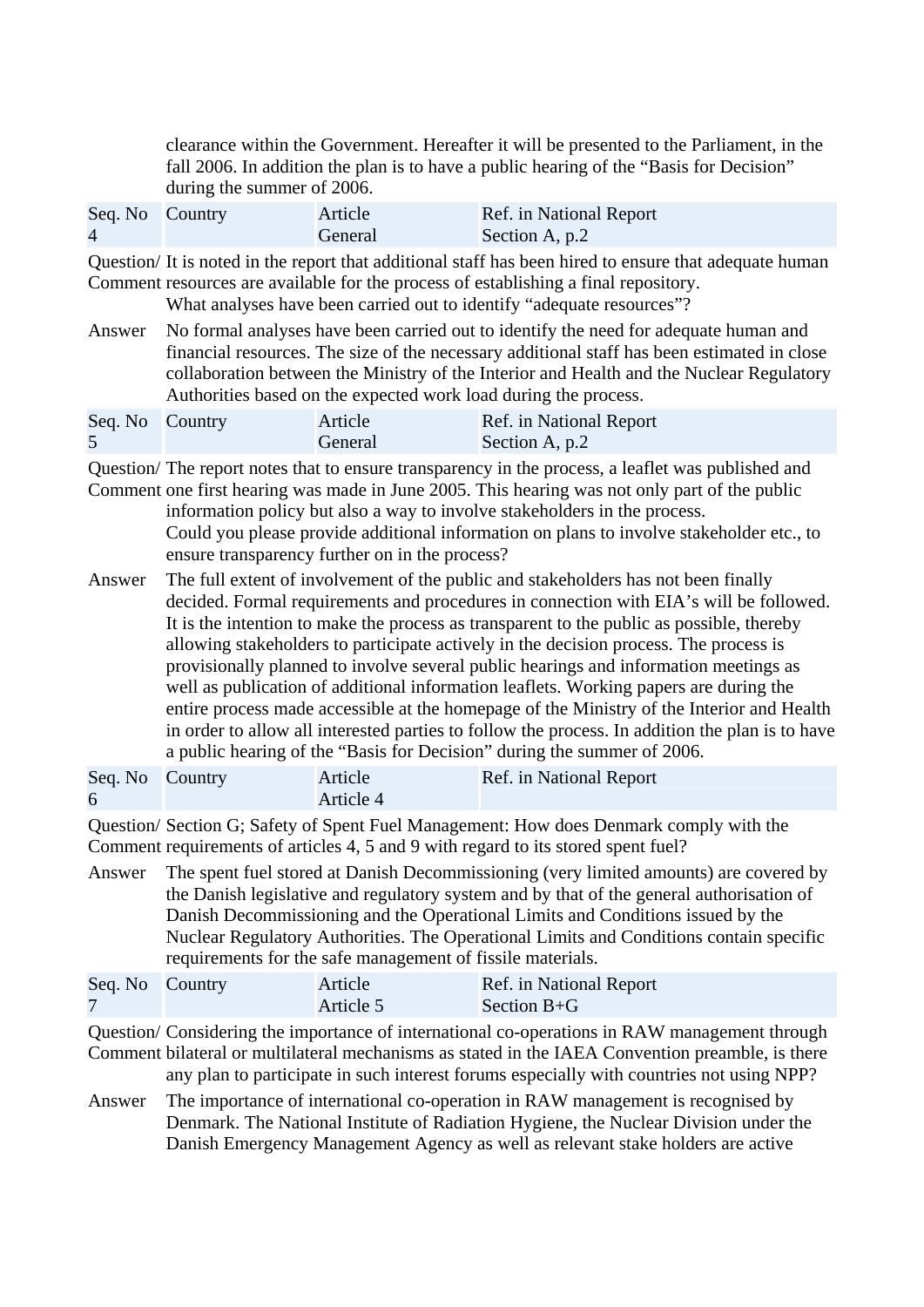clearance within the Government. Hereafter it will be presented to the Parliament, in the fall 2006. In addition the plan is to have a public hearing of the "Basis for Decision" during the summer of 2006.

| Seq. No 4 | Country | Article General | Ref. in National Report Section A, p.2 |
|---|---|---|---|

Question/ Comment: It is noted in the report that additional staff has been hired to ensure that adequate human resources are available for the process of establishing a final repository.
What analyses have been carried out to identify "adequate resources"?

Answer: No formal analyses have been carried out to identify the need for adequate human and financial resources. The size of the necessary additional staff has been estimated in close collaboration between the Ministry of the Interior and Health and the Nuclear Regulatory Authorities based on the expected work load during the process.

| Seq. No 5 | Country | Article General | Ref. in National Report Section A, p.2 |
|---|---|---|---|

Question/ Comment: The report notes that to ensure transparency in the process, a leaflet was published and one first hearing was made in June 2005. This hearing was not only part of the public information policy but also a way to involve stakeholders in the process.
Could you please provide additional information on plans to involve stakeholder etc., to ensure transparency further on in the process?

Answer: The full extent of involvement of the public and stakeholders has not been finally decided. Formal requirements and procedures in connection with EIA's will be followed. It is the intention to make the process as transparent to the public as possible, thereby allowing stakeholders to participate actively in the decision process. The process is provisionally planned to involve several public hearings and information meetings as well as publication of additional information leaflets. Working papers are during the entire process made accessible at the homepage of the Ministry of the Interior and Health in order to allow all interested parties to follow the process. In addition the plan is to have a public hearing of the "Basis for Decision" during the summer of 2006.

| Seq. No 6 | Country | Article Article 4 | Ref. in National Report |
|---|---|---|---|

Question/ Comment: Section G; Safety of Spent Fuel Management: How does Denmark comply with the requirements of articles 4, 5 and 9 with regard to its stored spent fuel?

Answer: The spent fuel stored at Danish Decommissioning (very limited amounts) are covered by the Danish legislative and regulatory system and by that of the general authorisation of Danish Decommissioning and the Operational Limits and Conditions issued by the Nuclear Regulatory Authorities. The Operational Limits and Conditions contain specific requirements for the safe management of fissile materials.

| Seq. No 7 | Country | Article Article 5 | Ref. in National Report Section B+G |
|---|---|---|---|

Question/ Comment: Considering the importance of international co-operations in RAW management through bilateral or multilateral mechanisms as stated in the IAEA Convention preamble, is there any plan to participate in such interest forums especially with countries not using NPP?

Answer: The importance of international co-operation in RAW management is recognised by Denmark. The National Institute of Radiation Hygiene, the Nuclear Division under the Danish Emergency Management Agency as well as relevant stake holders are active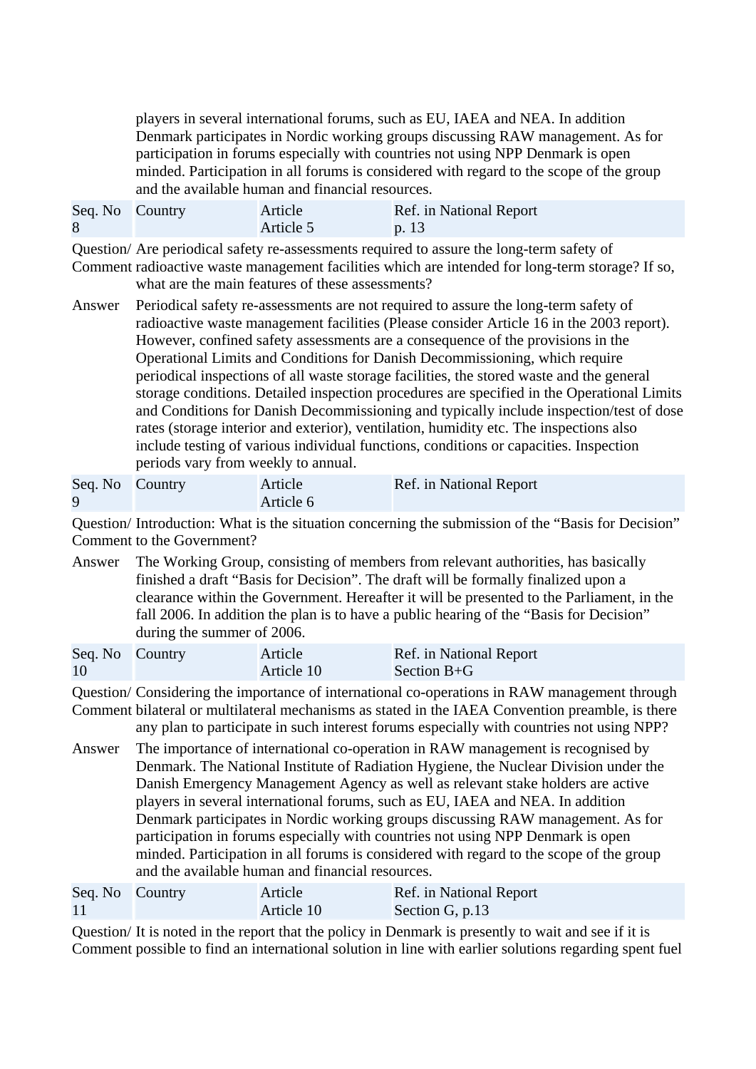players in several international forums, such as EU, IAEA and NEA. In addition Denmark participates in Nordic working groups discussing RAW management. As for participation in forums especially with countries not using NPP Denmark is open minded. Participation in all forums is considered with regard to the scope of the group and the available human and financial resources.

| Seq. No 8 | Country | Article Article 5 | Ref. in National Report p. 13 |
|---|---|---|---|

Question/ Comment: Are periodical safety re-assessments required to assure the long-term safety of radioactive waste management facilities which are intended for long-term storage? If so, what are the main features of these assessments?

Answer: Periodical safety re-assessments are not required to assure the long-term safety of radioactive waste management facilities (Please consider Article 16 in the 2003 report). However, confined safety assessments are a consequence of the provisions in the Operational Limits and Conditions for Danish Decommissioning, which require periodical inspections of all waste storage facilities, the stored waste and the general storage conditions. Detailed inspection procedures are specified in the Operational Limits and Conditions for Danish Decommissioning and typically include inspection/test of dose rates (storage interior and exterior), ventilation, humidity etc. The inspections also include testing of various individual functions, conditions or capacities. Inspection periods vary from weekly to annual.

| Seq. No 9 | Country | Article Article 6 | Ref. in National Report |
|---|---|---|---|

Question/ Comment: Introduction: What is the situation concerning the submission of the “Basis for Decision” to the Government?

Answer: The Working Group, consisting of members from relevant authorities, has basically finished a draft “Basis for Decision”. The draft will be formally finalized upon a clearance within the Government. Hereafter it will be presented to the Parliament, in the fall 2006. In addition the plan is to have a public hearing of the “Basis for Decision” during the summer of 2006.

| Seq. No 10 | Country | Article Article 10 | Ref. in National Report Section B+G |
|---|---|---|---|

Question/ Comment: Considering the importance of international co-operations in RAW management through bilateral or multilateral mechanisms as stated in the IAEA Convention preamble, is there any plan to participate in such interest forums especially with countries not using NPP?

Answer: The importance of international co-operation in RAW management is recognised by Denmark. The National Institute of Radiation Hygiene, the Nuclear Division under the Danish Emergency Management Agency as well as relevant stake holders are active players in several international forums, such as EU, IAEA and NEA. In addition Denmark participates in Nordic working groups discussing RAW management. As for participation in forums especially with countries not using NPP Denmark is open minded. Participation in all forums is considered with regard to the scope of the group and the available human and financial resources.

| Seq. No 11 | Country | Article Article 10 | Ref. in National Report Section G, p.13 |
|---|---|---|---|

Question/ Comment: It is noted in the report that the policy in Denmark is presently to wait and see if it is possible to find an international solution in line with earlier solutions regarding spent fuel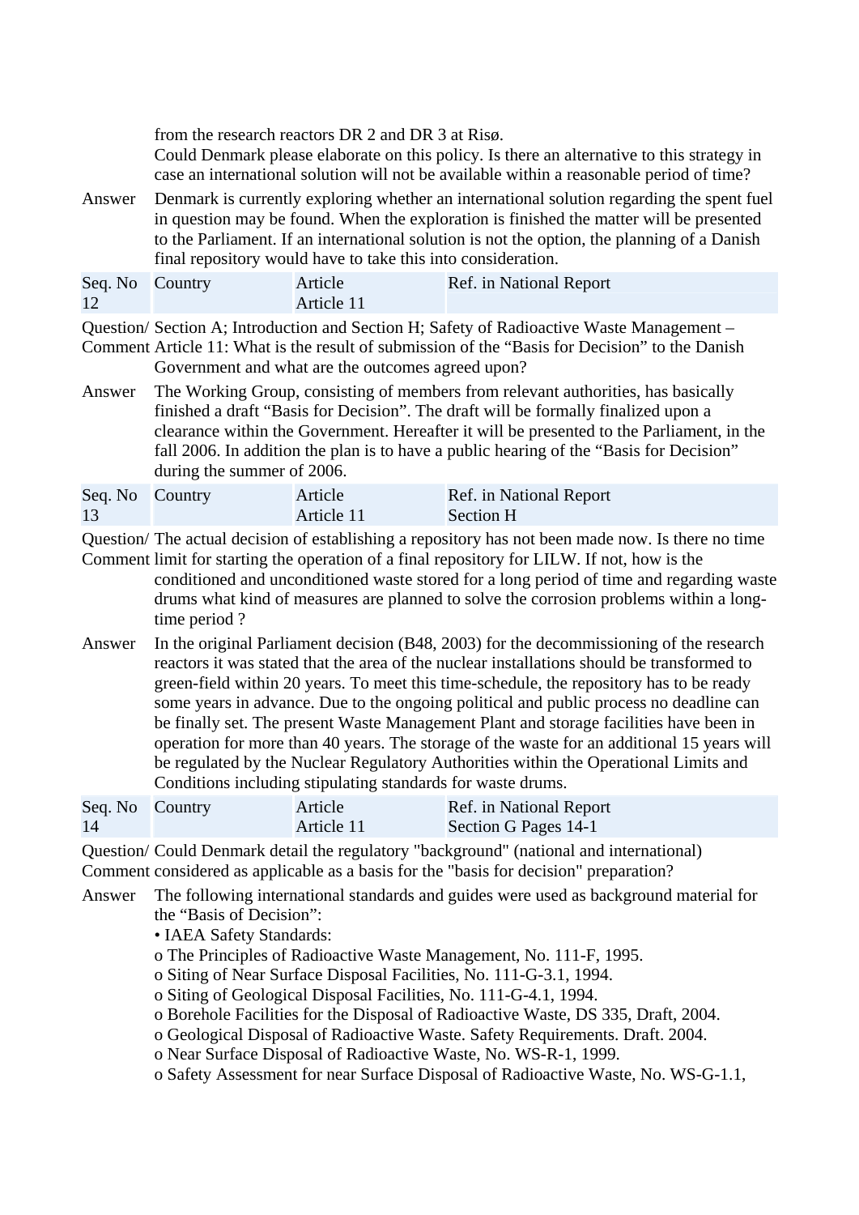from the research reactors DR 2 and DR 3 at Risø.
Could Denmark please elaborate on this policy. Is there an alternative to this strategy in case an international solution will not be available within a reasonable period of time?

**Answer** Denmark is currently exploring whether an international solution regarding the spent fuel in question may be found. When the exploration is finished the matter will be presented to the Parliament. If an international solution is not the option, the planning of a Danish final repository would have to take this into consideration.

| Seq. No | Country | Article | Ref. in National Report |
|---|---|---|---|
| 12 | | Article 11 | |

**Question/ Comment** Section A; Introduction and Section H; Safety of Radioactive Waste Management – Article 11: What is the result of submission of the “Basis for Decision” to the Danish Government and what are the outcomes agreed upon?

**Answer** The Working Group, consisting of members from relevant authorities, has basically finished a draft “Basis for Decision”. The draft will be formally finalized upon a clearance within the Government. Hereafter it will be presented to the Parliament, in the fall 2006. In addition the plan is to have a public hearing of the “Basis for Decision” during the summer of 2006.

| Seq. No | Country | Article | Ref. in National Report |
|---|---|---|---|
| 13 | | Article 11 | Section H |

**Question/ Comment** The actual decision of establishing a repository has not been made now. Is there no time limit for starting the operation of a final repository for LILW. If not, how is the conditioned and unconditioned waste stored for a long period of time and regarding waste drums what kind of measures are planned to solve the corrosion problems within a long-time period ?

**Answer** In the original Parliament decision (B48, 2003) for the decommissioning of the research reactors it was stated that the area of the nuclear installations should be transformed to green-field within 20 years. To meet this time-schedule, the repository has to be ready some years in advance. Due to the ongoing political and public process no deadline can be finally set. The present Waste Management Plant and storage facilities have been in operation for more than 40 years. The storage of the waste for an additional 15 years will be regulated by the Nuclear Regulatory Authorities within the Operational Limits and Conditions including stipulating standards for waste drums.

| Seq. No | Country | Article | Ref. in National Report |
|---|---|---|---|
| 14 | | Article 11 | Section G Pages 14-1 |

**Question/ Comment** Could Denmark detail the regulatory "background" (national and international) considered as applicable as a basis for the "basis for decision" preparation?

**Answer** The following international standards and guides were used as background material for the “Basis of Decision”:

- IAEA Safety Standards:
  - The Principles of Radioactive Waste Management, No. 111-F, 1995.
  - Siting of Near Surface Disposal Facilities, No. 111-G-3.1, 1994.
  - Siting of Geological Disposal Facilities, No. 111-G-4.1, 1994.
  - Borehole Facilities for the Disposal of Radioactive Waste, DS 335, Draft, 2004.
  - Geological Disposal of Radioactive Waste. Safety Requirements. Draft. 2004.
  - Near Surface Disposal of Radioactive Waste, No. WS-R-1, 1999.
  - Safety Assessment for near Surface Disposal of Radioactive Waste, No. WS-G-1.1,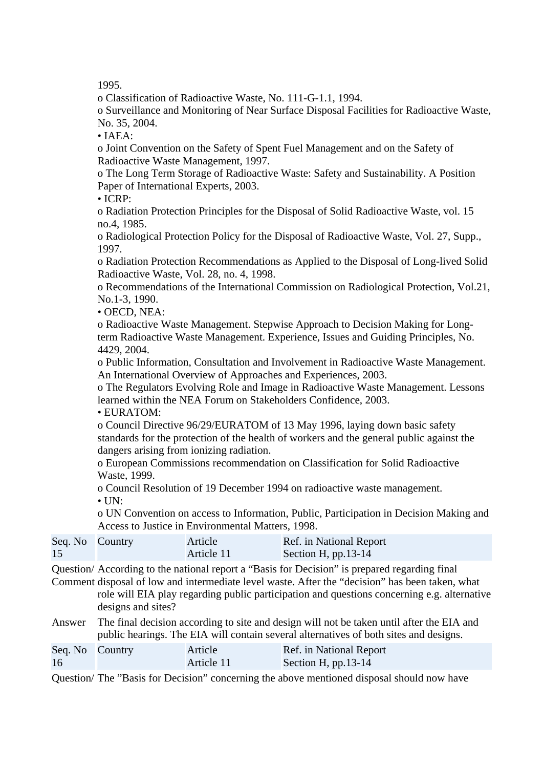1995.

o Classification of Radioactive Waste, No. 111-G-1.1, 1994.

o Surveillance and Monitoring of Near Surface Disposal Facilities for Radioactive Waste, No. 35, 2004.

• IAEA:

o Joint Convention on the Safety of Spent Fuel Management and on the Safety of Radioactive Waste Management, 1997.

o The Long Term Storage of Radioactive Waste: Safety and Sustainability. A Position Paper of International Experts, 2003.

• ICRP:

o Radiation Protection Principles for the Disposal of Solid Radioactive Waste, vol. 15 no.4, 1985.

o Radiological Protection Policy for the Disposal of Radioactive Waste, Vol. 27, Supp., 1997.

o Radiation Protection Recommendations as Applied to the Disposal of Long-lived Solid Radioactive Waste, Vol. 28, no. 4, 1998.

o Recommendations of the International Commission on Radiological Protection, Vol.21, No.1-3, 1990.

• OECD, NEA:

o Radioactive Waste Management. Stepwise Approach to Decision Making for Long-term Radioactive Waste Management. Experience, Issues and Guiding Principles, No. 4429, 2004.

o Public Information, Consultation and Involvement in Radioactive Waste Management. An International Overview of Approaches and Experiences, 2003.

o The Regulators Evolving Role and Image in Radioactive Waste Management. Lessons learned within the NEA Forum on Stakeholders Confidence, 2003.

• EURATOM:

o Council Directive 96/29/EURATOM of 13 May 1996, laying down basic safety standards for the protection of the health of workers and the general public against the dangers arising from ionizing radiation.

o European Commissions recommendation on Classification for Solid Radioactive Waste, 1999.

o Council Resolution of 19 December 1994 on radioactive waste management.

• UN:

o UN Convention on access to Information, Public, Participation in Decision Making and Access to Justice in Environmental Matters, 1998.

| Seq. No 15 | Country | Article Article 11 | Ref. in National Report Section H, pp.13-14 |
|---|---|---|---|

**Question/ Comment** According to the national report a “Basis for Decision” is prepared regarding final disposal of low and intermediate level waste. After the “decision” has been taken, what role will EIA play regarding public participation and questions concerning e.g. alternative designs and sites?

**Answer** The final decision according to site and design will not be taken until after the EIA and public hearings. The EIA will contain several alternatives of both sites and designs.

| Seq. No 16 | Country | Article Article 11 | Ref. in National Report Section H, pp.13-14 |
|---|---|---|---|

**Question/** The ”Basis for Decision” concerning the above mentioned disposal should now have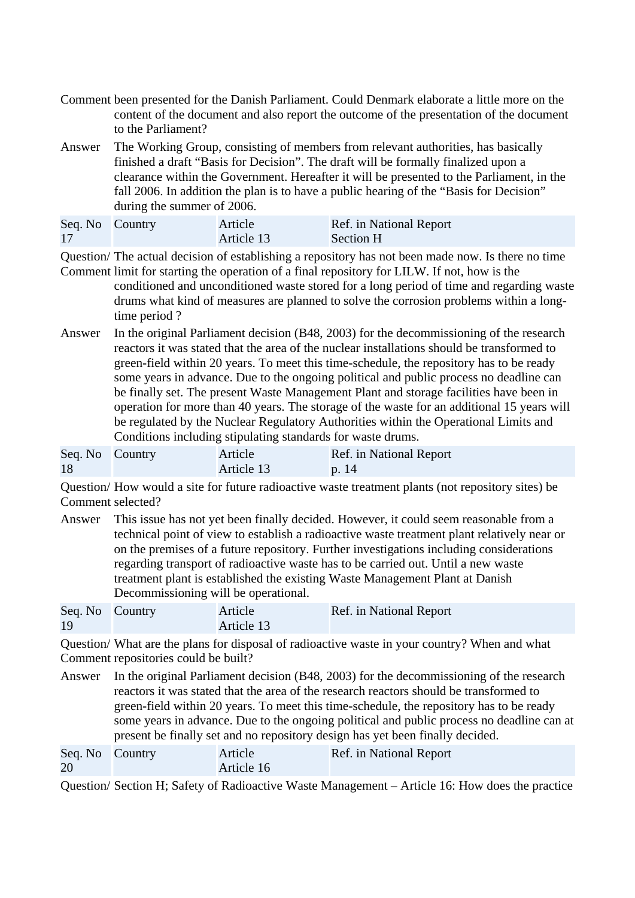| | |
|---|---|
| Comment | been presented for the Danish Parliament. Could Denmark elaborate a little more on the content of the document and also report the outcome of the presentation of the document to the Parliament? |
| Answer | The Working Group, consisting of members from relevant authorities, has basically finished a draft "Basis for Decision". The draft will be formally finalized upon a clearance within the Government. Hereafter it will be presented to the Parliament, in the fall 2006. In addition the plan is to have a public hearing of the "Basis for Decision" during the summer of 2006. |

| Seq. No | Country | Article | Ref. in National Report |
|---|---|---|---|
| 17 | | Article 13 | Section H |

**Question/ Comment** The actual decision of establishing a repository has not been made now. Is there no time limit for starting the operation of a final repository for LILW. If not, how is the conditioned and unconditioned waste stored for a long period of time and regarding waste drums what kind of measures are planned to solve the corrosion problems within a long-time period ?

**Answer** In the original Parliament decision (B48, 2003) for the decommissioning of the research reactors it was stated that the area of the nuclear installations should be transformed to green-field within 20 years. To meet this time-schedule, the repository has to be ready some years in advance. Due to the ongoing political and public process no deadline can be finally set. The present Waste Management Plant and storage facilities have been in operation for more than 40 years. The storage of the waste for an additional 15 years will be regulated by the Nuclear Regulatory Authorities within the Operational Limits and Conditions including stipulating standards for waste drums.

| Seq. No | Country | Article | Ref. in National Report |
|---|---|---|---|
| 18 | | Article 13 | p. 14 |

**Question/ Comment** How would a site for future radioactive waste treatment plants (not repository sites) be selected?

**Answer** This issue has not yet been finally decided. However, it could seem reasonable from a technical point of view to establish a radioactive waste treatment plant relatively near or on the premises of a future repository. Further investigations including considerations regarding transport of radioactive waste has to be carried out. Until a new waste treatment plant is established the existing Waste Management Plant at Danish Decommissioning will be operational.

| Seq. No | Country | Article | Ref. in National Report |
|---|---|---|---|
| 19 | | Article 13 | |

**Question/ Comment** What are the plans for disposal of radioactive waste in your country? When and what repositories could be built?

**Answer** In the original Parliament decision (B48, 2003) for the decommissioning of the research reactors it was stated that the area of the research reactors should be transformed to green-field within 20 years. To meet this time-schedule, the repository has to be ready some years in advance. Due to the ongoing political and public process no deadline can at present be finally set and no repository design has yet been finally decided.

| Seq. No | Country | Article | Ref. in National Report |
|---|---|---|---|
| 20 | | Article 16 | |

**Question/** Section H; Safety of Radioactive Waste Management – Article 16: How does the practice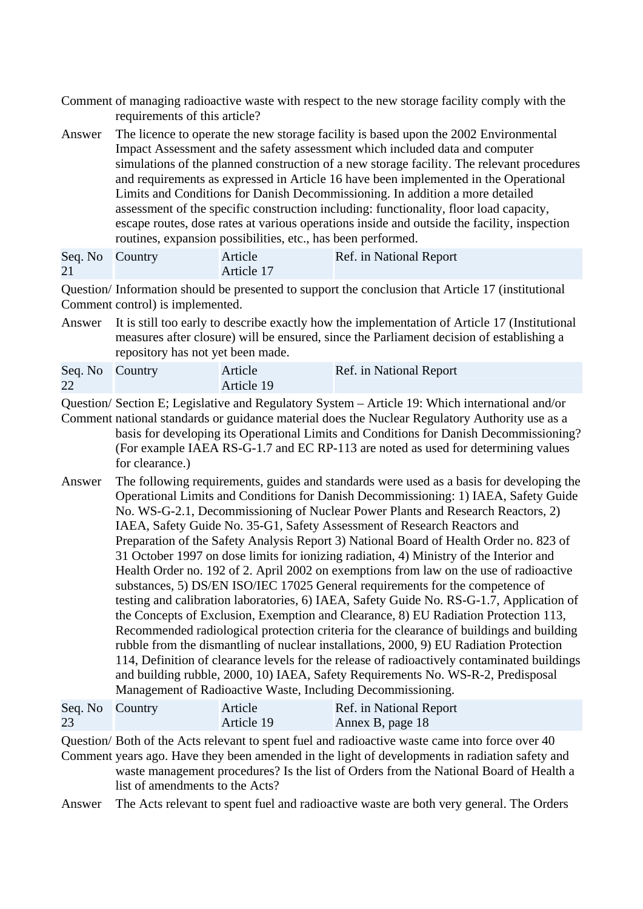Comment of managing radioactive waste with respect to the new storage facility comply with the requirements of this article?

Answer The licence to operate the new storage facility is based upon the 2002 Environmental Impact Assessment and the safety assessment which included data and computer simulations of the planned construction of a new storage facility. The relevant procedures and requirements as expressed in Article 16 have been implemented in the Operational Limits and Conditions for Danish Decommissioning. In addition a more detailed assessment of the specific construction including: functionality, floor load capacity, escape routes, dose rates at various operations inside and outside the facility, inspection routines, expansion possibilities, etc., has been performed.

| Seq. No | Country | Article | Ref. in National Report |
|---|---|---|---|
| 21 | | Article 17 | |

Question/ Comment Information should be presented to support the conclusion that Article 17 (institutional control) is implemented.

Answer It is still too early to describe exactly how the implementation of Article 17 (Institutional measures after closure) will be ensured, since the Parliament decision of establishing a repository has not yet been made.

| Seq. No | Country | Article | Ref. in National Report |
|---|---|---|---|
| 22 | | Article 19 | |

Question/ Comment Section E; Legislative and Regulatory System – Article 19: Which international and/or national standards or guidance material does the Nuclear Regulatory Authority use as a basis for developing its Operational Limits and Conditions for Danish Decommissioning? (For example IAEA RS-G-1.7 and EC RP-113 are noted as used for determining values for clearance.)

Answer The following requirements, guides and standards were used as a basis for developing the Operational Limits and Conditions: 1) IAEA, Safety Guide No. WS-G-2.1, Decommissioning of Nuclear Power Plants and Research Reactors, 2) IAEA, Safety Guide No. 35-G1, Safety Assessment of Research Reactors and Preparation of the Safety Analysis Report 3) National Board of Health Order no. 823 of 31 October 1997 on dose limits for ionizing radiation, 4) Ministry of the Interior and Health Order no. 192 of 2. April 2002 on exemptions from law on the use of radioactive substances, 5) DS/EN ISO/IEC 17025 General requirements for the competence of testing and calibration laboratories, 6) IAEA, Safety Guide No. RS-G-1.7, Application of the Concepts of Exclusion, Exemption and Clearance, 8) EU Radiation Protection 113, Recommended radiological protection criteria for the clearance of buildings and building rubble from the dismantling of nuclear installations, 2000, 9) EU Radiation Protection 114, Definition of clearance levels for the release of radioactively contaminated buildings and building rubble, 2000, 10) IAEA, Safety Requirements No. WS-R-2, Predisposal Management of Radioactive Waste, Including Decommissioning.

| Seq. No | Country | Article | Ref. in National Report |
|---|---|---|---|
| 23 | | Article 19 | Annex B, page 18 |

Question/ Comment Both of the Acts relevant to spent fuel and radioactive waste came into force over 40 years ago. Have they been amended in the light of developments in radiation safety and waste management procedures? Is the list of Orders from the National Board of Health a list of amendments to the Acts?

Answer The Acts relevant to spent fuel and radioactive waste are both very general. The Orders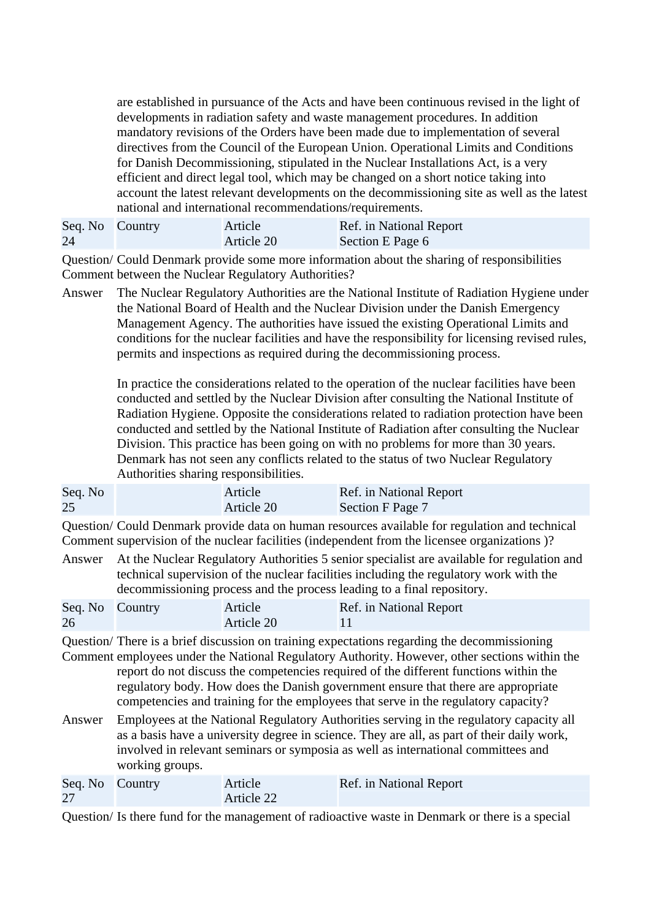are established in pursuance of the Acts and have been continuous revised in the light of developments in radiation safety and waste management procedures. In addition mandatory revisions of the Orders have been made due to implementation of several directives from the Council of the European Union. Operational Limits and Conditions for Danish Decommissioning, stipulated in the Nuclear Installations Act, is a very efficient and direct legal tool, which may be changed on a short notice taking into account the latest relevant developments on the decommissioning site as well as the latest national and international recommendations/requirements.

| Seq. No 24 | Country | Article Article 20 | Ref. in National Report Section E Page 6 |
|---|---|---|---|

Question/ Comment: Could Denmark provide some more information about the sharing of responsibilities between the Nuclear Regulatory Authorities?

Answer: The Nuclear Regulatory Authorities are the National Institute of Radiation Hygiene under the National Board of Health and the Nuclear Division under the Danish Emergency Management Agency. The authorities have issued the existing Operational Limits and conditions for the nuclear facilities and have the responsibility for licensing revised rules, permits and inspections as required during the decommissioning process.

In practice the considerations related to the operation of the nuclear facilities have been conducted and settled by the Nuclear Division after consulting the National Institute of Radiation Hygiene. Opposite the considerations related to radiation protection have been conducted and settled by the National Institute of Radiation after consulting the Nuclear Division. This practice has been going on with no problems for more than 30 years. Denmark has not seen any conflicts related to the status of two Nuclear Regulatory Authorities sharing responsibilities.

| Seq. No 25 | | Article Article 20 | Ref. in National Report Section F Page 7 |
|---|---|---|---|

Question/ Comment: Could Denmark provide data on human resources available for regulation and technical supervision of the nuclear facilities (independent from the licensee organizations )?

Answer: At the Nuclear Regulatory Authorities 5 senior specialist are available for regulation and technical supervision of the nuclear facilities including the regulatory work with the decommissioning process and the process leading to a final repository.

| Seq. No 26 | Country | Article Article 20 | Ref. in National Report 11 |
|---|---|---|---|

Question/ Comment: There is a brief discussion on training expectations regarding the decommissioning employees under the National Regulatory Authority. However, other sections within the report do not discuss the competencies required of the different functions within the regulatory body. How does the Danish government ensure that there are appropriate competencies and training for the employees that serve in the regulatory capacity?

Answer: Employees at the National Regulatory Authorities serving in the regulatory capacity all as a basis have a university degree in science. They are all, as part of their daily work, involved in relevant seminars or symposia as well as international committees and working groups.

| Seq. No 27 | Country | Article Article 22 | Ref. in National Report |
|---|---|---|---|

Question/ Is there fund for the management of radioactive waste in Denmark or there is a special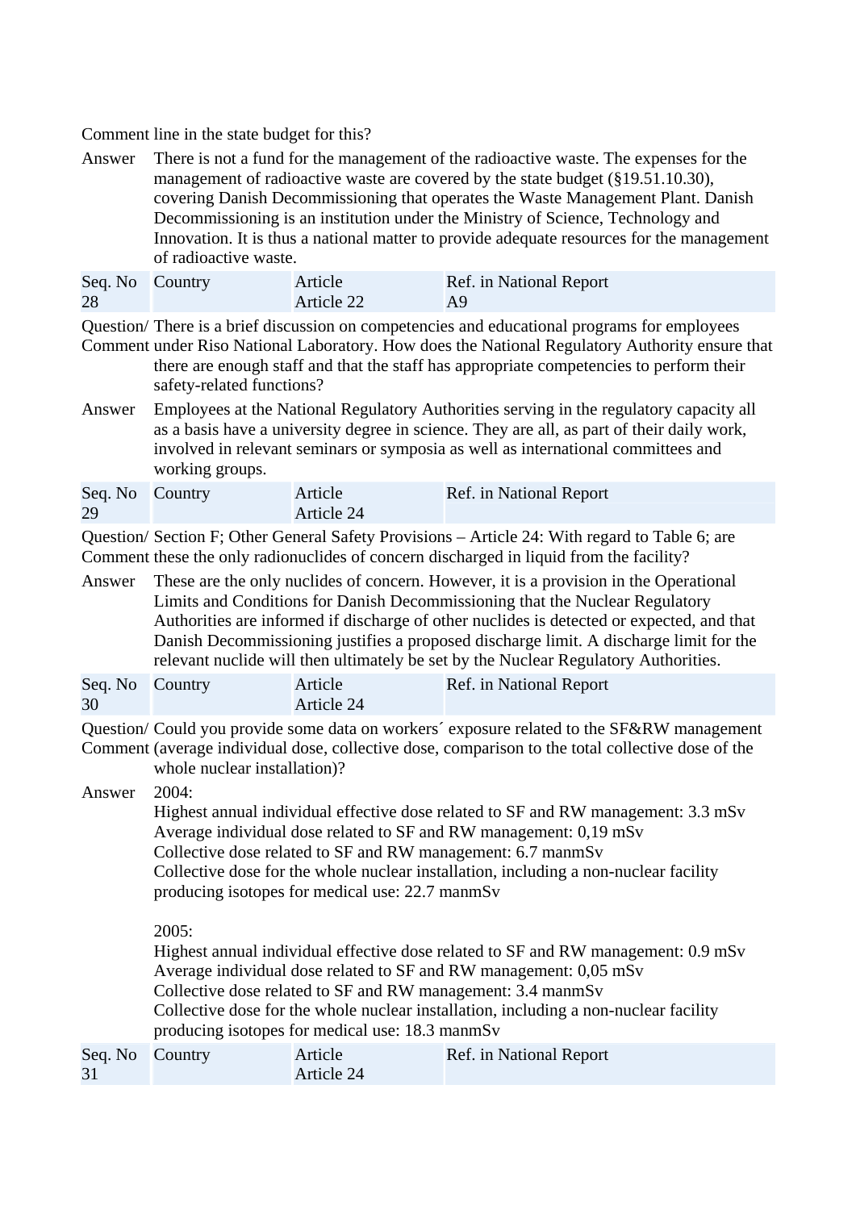| | |
|---|---|
| Comment | line in the state budget for this? |
| Answer | There is not a fund for the management of the radioactive waste. The expenses for the management of radioactive waste are covered by the state budget (§19.51.10.30), covering Danish Decommissioning that operates the Waste Management Plant. Danish Decommissioning is an institution under the Ministry of Science, Technology and Innovation. It is thus a national matter to provide adequate resources for the management of radioactive waste. |

| Seq. No | Country | Article | Ref. in National Report |
|---|---|---|---|
| 28 | | Article 22 | A9 |

| | |
|---|---|
| Question/ Comment | There is a brief discussion on competencies and educational programs for employees under Riso National Laboratory. How does the National Regulatory Authority ensure that there are enough staff and that the staff has appropriate competencies to perform their safety-related functions? |
| Answer | Employees at the National Regulatory Authorities serving in the regulatory capacity all as a basis have a university degree in science. They are all, as part of their daily work, involved in relevant seminars or symposia as well as international committees and working groups. |

| Seq. No | Country | Article | Ref. in National Report |
|---|---|---|---|
| 29 | | Article 24 | |

| | |
|---|---|
| Question/ Comment | Section F; Other General Safety Provisions – Article 24: With regard to Table 6; are these the only radionuclides of concern discharged in liquid from the facility? |
| Answer | These are the only nuclides of concern. However, it is a provision in the Operational Limits and Conditions for Danish Decommissioning that the Nuclear Regulatory Authorities are informed if discharge of other nuclides is detected or expected, and that Danish Decommissioning justifies a proposed discharge limit. A discharge limit for the relevant nuclide will then ultimately be set by the Nuclear Regulatory Authorities. |

| Seq. No | Country | Article | Ref. in National Report |
|---|---|---|---|
| 30 | | Article 24 | |

| | |
|---|---|
| Question/ Comment | Could you provide some data on workers´ exposure related to the SF&RW management (average individual dose, collective dose, comparison to the total collective dose of the whole nuclear installation)? |
| Answer | 2004:<br>Highest annual individual effective dose related to SF and RW management: 3.3 mSv<br>Average individual dose related to SF and RW management: 0,19 mSv<br>Collective dose related to SF and RW management: 6.7 manmSv<br>Collective dose for the whole nuclear installation, including a non-nuclear facility producing isotopes for medical use: 22.7 manmSv<br><br>2005:<br>Highest annual individual effective dose related to SF and RW management: 0.9 mSv<br>Average individual dose related to SF and RW management: 0,05 mSv<br>Collective dose related to SF and RW management: 3.4 manmSv<br>Collective dose for the whole nuclear installation, including a non-nuclear facility producing isotopes for medical use: 18.3 manmSv |

| Seq. No | Country | Article | Ref. in National Report |
|---|---|---|---|
| 31 | | Article 24 | |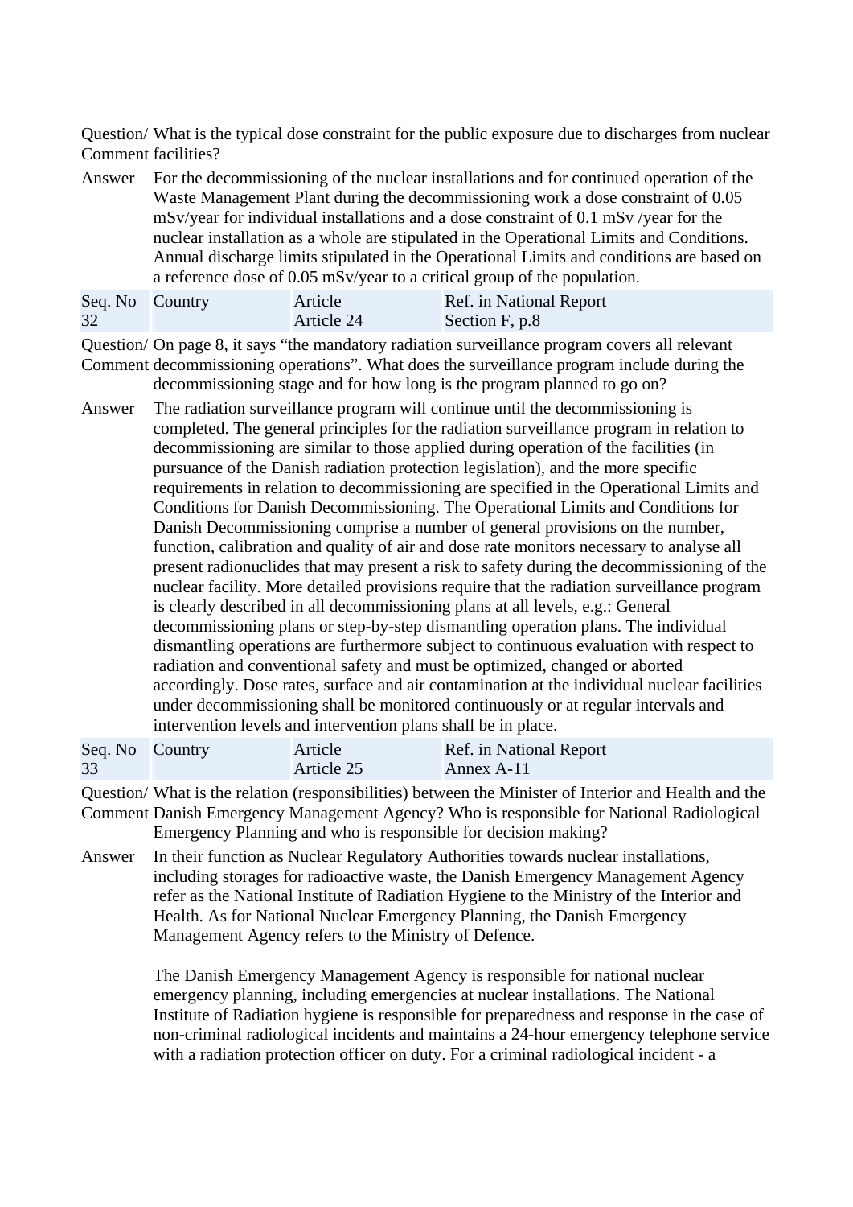| | |
|---|---|
| Question/ Comment | What is the typical dose constraint for the public exposure due to discharges from nuclear facilities? |
| Answer | For the decommissioning of the nuclear installations and for continued operation of the Waste Management Plant during the decommissioning work a dose constraint of 0.05 mSv/year for individual installations and a dose constraint of 0.1 mSv /year for the nuclear installation as a whole are stipulated in the Operational Limits and Conditions. Annual discharge limits stipulated in the Operational Limits and conditions are based on a reference dose of 0.05 mSv/year to a critical group of the population. |

| Seq. No | Country | Article | Ref. in National Report |
|---|---|---|---|
| 32 | | Article 24 | Section F, p.8 |

| | |
|---|---|
| Question/ Comment | On page 8, it says “the mandatory radiation surveillance program covers all relevant decommissioning operations”. What does the surveillance program include during the decommissioning stage and for how long is the program planned to go on? |
| Answer | The radiation surveillance program will continue until the decommissioning is completed. The general principles for the radiation surveillance program in relation to decommissioning are similar to those applied during operation of the facilities (in pursuance of the Danish radiation protection legislation), and the more specific requirements in relation to decommissioning are specified in the Operational Limits and Conditions for Danish Decommissioning. The Operational Limits and Conditions for Danish Decommissioning comprise a number of general provisions on the number, function, calibration and quality of air and dose rate monitors necessary to analyse all present radionuclides that may present a risk to safety during the decommissioning of the nuclear facility. More detailed provisions require that the radiation surveillance program is clearly described in all decommissioning plans at all levels, e.g.: General decommissioning plans or step-by-step dismantling operation plans. The individual dismantling operations are furthermore subject to continuous evaluation with respect to radiation and conventional safety and must be optimized, changed or aborted accordingly. Dose rates, surface and air contamination at the individual nuclear facilities under decommissioning shall be monitored continuously or at regular intervals and intervention levels and intervention plans shall be in place. |

| Seq. No | Country | Article | Ref. in National Report |
|---|---|---|---|
| 33 | | Article 25 | Annex A-11 |

| | |
|---|---|
| Question/ Comment | What is the relation (responsibilities) between the Minister of Interior and Health and the Danish Emergency Management Agency? Who is responsible for National Radiological Emergency Planning and who is responsible for decision making? |
| Answer | In their function as Nuclear Regulatory Authorities towards nuclear installations, including storages for radioactive waste, the Danish Emergency Management Agency refer as the National Institute of Radiation Hygiene to the Ministry of the Interior and Health. As for National Nuclear Emergency Planning, the Danish Emergency Management Agency refers to the Ministry of Defence.<br><br>The Danish Emergency Management Agency is responsible for national nuclear emergency planning, including emergencies at nuclear installations. The National Institute of Radiation hygiene is responsible for preparedness and response in the case of non-criminal radiological incidents and maintains a 24-hour emergency telephone service with a radiation protection officer on duty. For a criminal radiological incident - a |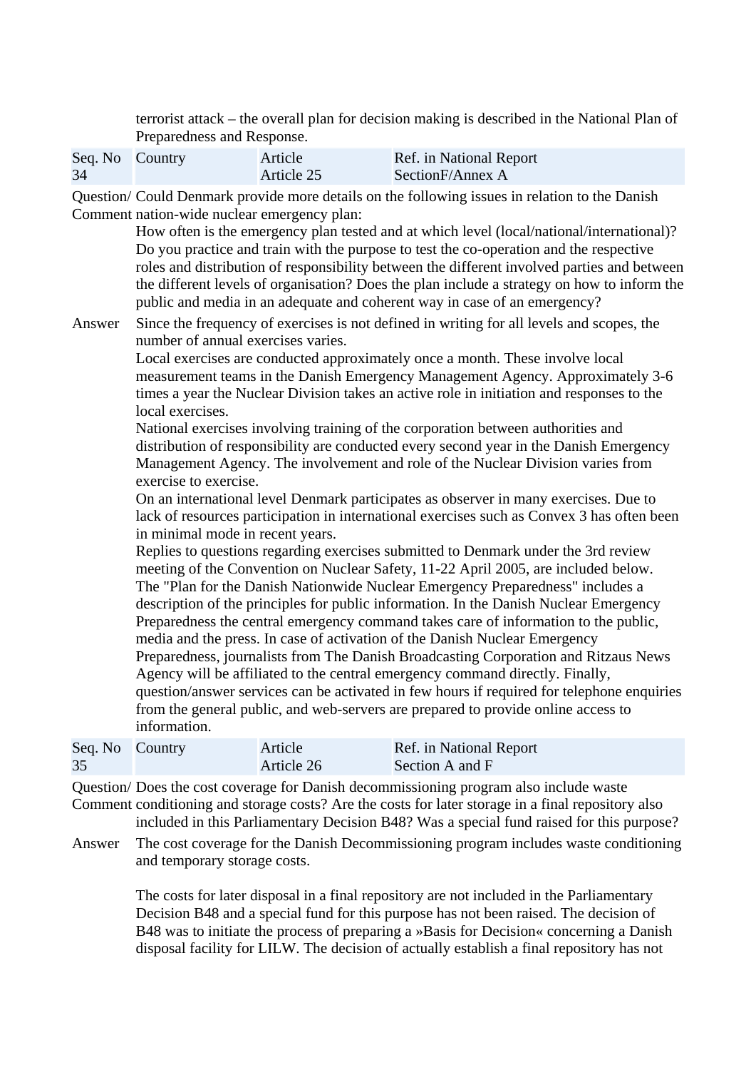terrorist attack – the overall plan for decision making is described in the National Plan of Preparedness and Response.

| Seq. No | Country | Article | Ref. in National Report |
|---|---|---|---|
| 34 | | Article 25 | SectionF/Annex A |

**Question/ Comment** Could Denmark provide more details on the following issues in relation to the Danish nation-wide nuclear emergency plan:
How often is the emergency plan tested and at which level (local/national/international)? Do you practice and train with the purpose to test the co-operation and the respective roles and distribution of responsibility between the different involved parties and between the different levels of organisation? Does the plan include a strategy on how to inform the public and media in an adequate and coherent way in case of an emergency?

**Answer** Since the frequency of exercises is not defined in writing for all levels and scopes, the number of annual exercises varies.
Local exercises are conducted approximately once a month. These involve local measurement teams in the Danish Emergency Management Agency. Approximately 3-6 times a year the Nuclear Division takes an active role in initiation and responses to the local exercises.
National exercises involving training of the corporation between authorities and distribution of responsibility are conducted every second year in the Danish Emergency Management Agency. The involvement and role of the Nuclear Division varies from exercise to exercise.
On an international level Denmark participates as observer in many exercises. Due to lack of resources participation in international exercises such as Convex 3 has often been in minimal mode in recent years.
Replies to questions regarding exercises submitted to Denmark under the 3rd review meeting of the Convention on Nuclear Safety, 11-22 April 2005, are included below.
The "Plan for the Danish Nationwide Nuclear Emergency Preparedness" includes a description of the principles for public information. In the Danish Nuclear Emergency Preparedness the central emergency command takes care of information to the public, media and the press. In case of activation of the Danish Nuclear Emergency Preparedness, journalists from The Danish Broadcasting Corporation and Ritzaus News Agency will be affiliated to the central emergency command directly. Finally, question/answer services can be activated in few hours if required for telephone enquiries from the general public, and web-servers are prepared to provide online access to information.

| Seq. No | Country | Article | Ref. in National Report |
|---|---|---|---|
| 35 | | Article 26 | Section A and F |

**Question/ Comment** Does the cost coverage for Danish decommissioning program also include waste conditioning and storage costs? Are the costs for later storage in a final repository also included in this Parliamentary Decision B48? Was a special fund raised for this purpose?

**Answer** The cost coverage for the Danish Decommissioning program includes waste conditioning and temporary storage costs.

The costs for later disposal in a final repository are not included in the Parliamentary Decision B48 and a special fund for this purpose has not been raised. The decision of B48 was to initiate the process of preparing a »Basis for Decision« concerning a Danish disposal facility for LILW. The decision of actually establish a final repository has not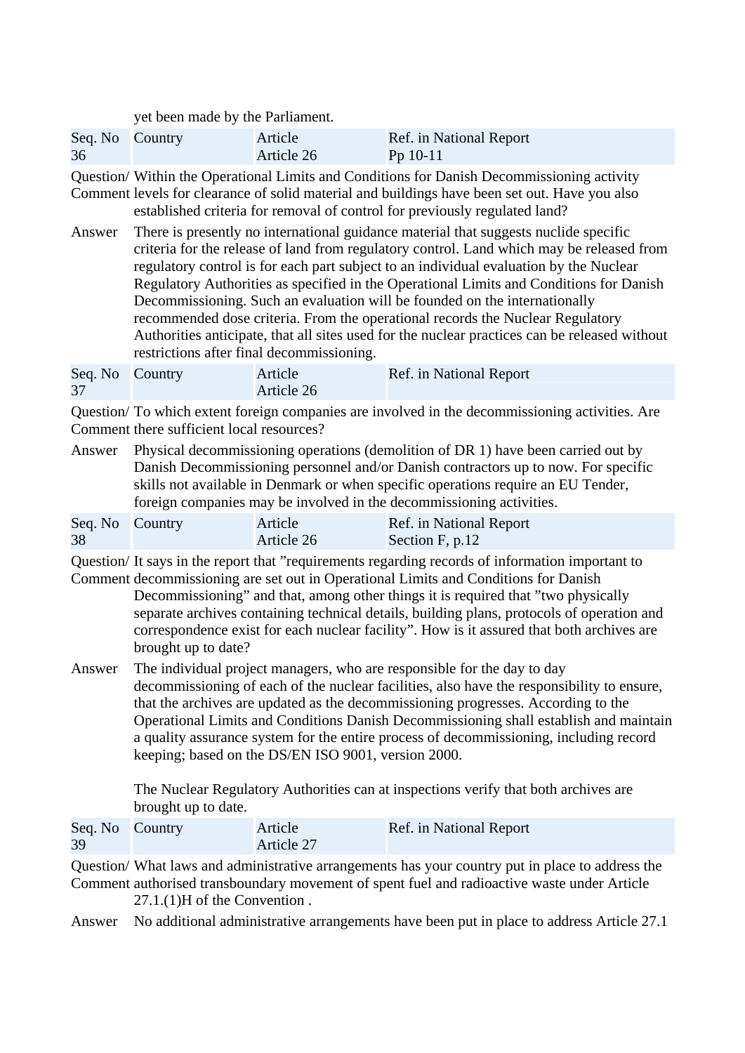yet been made by the Parliament.

| Seq. No | Country | Article | Ref. in National Report |
|---|---|---|---|
| 36 | | Article 26 | Pp 10-11 |

Question/ Comment Within the Operational Limits and Conditions for Danish Decommissioning activity levels for clearance of solid material and buildings have been set out. Have you also established criteria for removal of control for previously regulated land?

Answer There is presently no international guidance material that suggests nuclide specific criteria for the release of land from regulatory control. Land which may be released from regulatory control is for each part subject to an individual evaluation by the Nuclear Regulatory Authorities as specified in the Operational Limits and Conditions for Danish Decommissioning. Such an evaluation will be founded on the internationally recommended dose criteria. From the operational records the Nuclear Regulatory Authorities anticipate, that all sites used for the nuclear practices can be released without restrictions after final decommissioning.

| Seq. No | Country | Article | Ref. in National Report |
|---|---|---|---|
| 37 | | Article 26 | |

Question/ Comment To which extent foreign companies are involved in the decommissioning activities. Are there sufficient local resources?

Answer Physical decommissioning operations (demolition of DR 1) have been carried out by Danish Decommissioning personnel and/or Danish contractors up to now. For specific skills not available in Denmark or when specific operations require an EU Tender, foreign companies may be involved in the decommissioning activities.

| Seq. No | Country | Article | Ref. in National Report |
|---|---|---|---|
| 38 | | Article 26 | Section F, p.12 |

Question/ Comment It says in the report that ”requirements regarding records of information important to decommissioning are set out in Operational Limits and Conditions for Danish Decommissioning” and that, among other things it is required that ”two physically separate archives containing technical details, building plans, protocols of operation and correspondence exist for each nuclear facility”. How is it assured that both archives are brought up to date?

Answer The individual project managers, who are responsible for the day to day decommissioning of each of the nuclear facilities, also have the responsibility to ensure, that the archives are updated as the decommissioning progresses. According to the Operational Limits and Conditions Danish Decommissioning shall establish and maintain a quality assurance system for the entire process of decommissioning, including record keeping; based on the DS/EN ISO 9001, version 2000.

The Nuclear Regulatory Authorities can at inspections verify that both archives are brought up to date.

| Seq. No | Country | Article | Ref. in National Report |
|---|---|---|---|
| 39 | | Article 27 | |

Question/ Comment What laws and administrative arrangements has your country put in place to address the authorised transboundary movement of spent fuel and radioactive waste under Article 27.1.(1)H of the Convention .

Answer No additional administrative arrangements have been put in place to address Article 27.1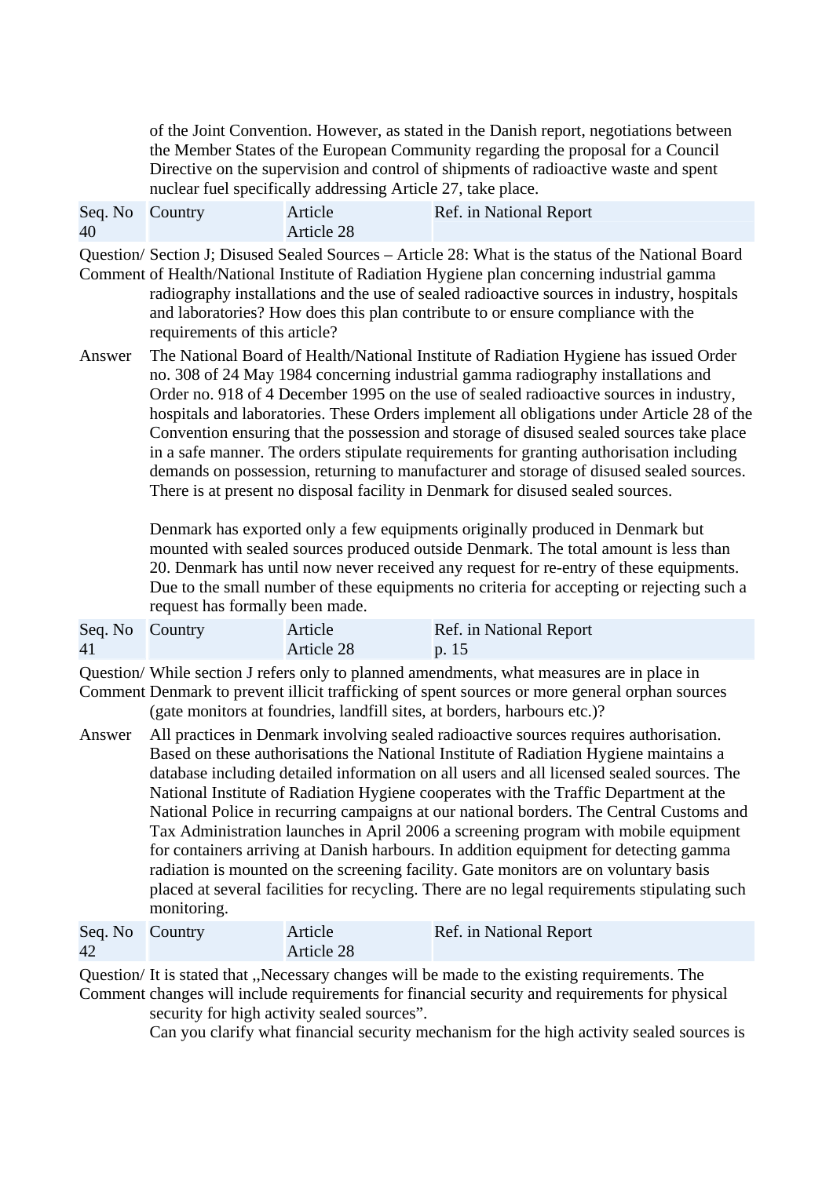of the Joint Convention. However, as stated in the Danish report, negotiations between the Member States of the European Community regarding the proposal for a Council Directive on the supervision and control of shipments of radioactive waste and spent nuclear fuel specifically addressing Article 27, take place.

| Seq. No | Country | Article | Ref. in National Report |
|---|---|---|---|
| 40 | | Article 28 | |

Question/ Comment: Section J; Disused Sealed Sources – Article 28: What is the status of the National Board of Health/National Institute of Radiation Hygiene plan concerning industrial gamma radiography installations and the use of sealed radioactive sources in industry, hospitals and laboratories? How does this plan contribute to or ensure compliance with the requirements of this article?

Answer: The National Board of Health/National Institute of Radiation Hygiene has issued Order no. 308 of 24 May 1984 concerning industrial gamma radiography installations and Order no. 918 of 4 December 1995 on the use of sealed radioactive sources in industry, hospitals and laboratories. These Orders implement all obligations under Article 28 of the Convention ensuring that the possession and storage of disused sealed sources take place in a safe manner. The orders stipulate requirements for granting authorisation including demands on possession, returning to manufacturer and storage of disused sealed sources. There is at present no disposal facility in Denmark for disused sealed sources.

Denmark has exported only a few equipments originally produced in Denmark but mounted with sealed sources produced outside Denmark. The total amount is less than 20. Denmark has until now never received any request for re-entry of these equipments. Due to the small number of these equipments no criteria for accepting or rejecting such a request has formally been made.

| Seq. No | Country | Article | Ref. in National Report |
|---|---|---|---|
| 41 | | Article 28 | p. 15 |

Question/ Comment: While section J refers only to planned amendments, what measures are in place in Denmark to prevent illicit trafficking of spent sources or more general orphan sources (gate monitors at foundries, landfill sites, at borders, harbours etc.)?

Answer: All practices in Denmark involving sealed radioactive sources requires authorisation. Based on these authorisations the National Institute of Radiation Hygiene maintains a database including detailed information on all users and all licensed sealed sources. The National Institute of Radiation Hygiene cooperates with the Traffic Department at the National Police in recurring campaigns at our national borders. The Central Customs and Tax Administration launches in April 2006 a screening program with mobile equipment for containers arriving at Danish harbours. In addition equipment for detecting gamma radiation is mounted on the screening facility. Gate monitors are on voluntary basis placed at several facilities for recycling. There are no legal requirements stipulating such monitoring.

| Seq. No | Country | Article | Ref. in National Report |
|---|---|---|---|
| 42 | | Article 28 | |

Question/ Comment: It is stated that „Necessary changes will be made to the existing requirements. The changes will include requirements for financial security and requirements for physical security for high activity sealed sources".

Can you clarify what financial security mechanism for the high activity sealed sources is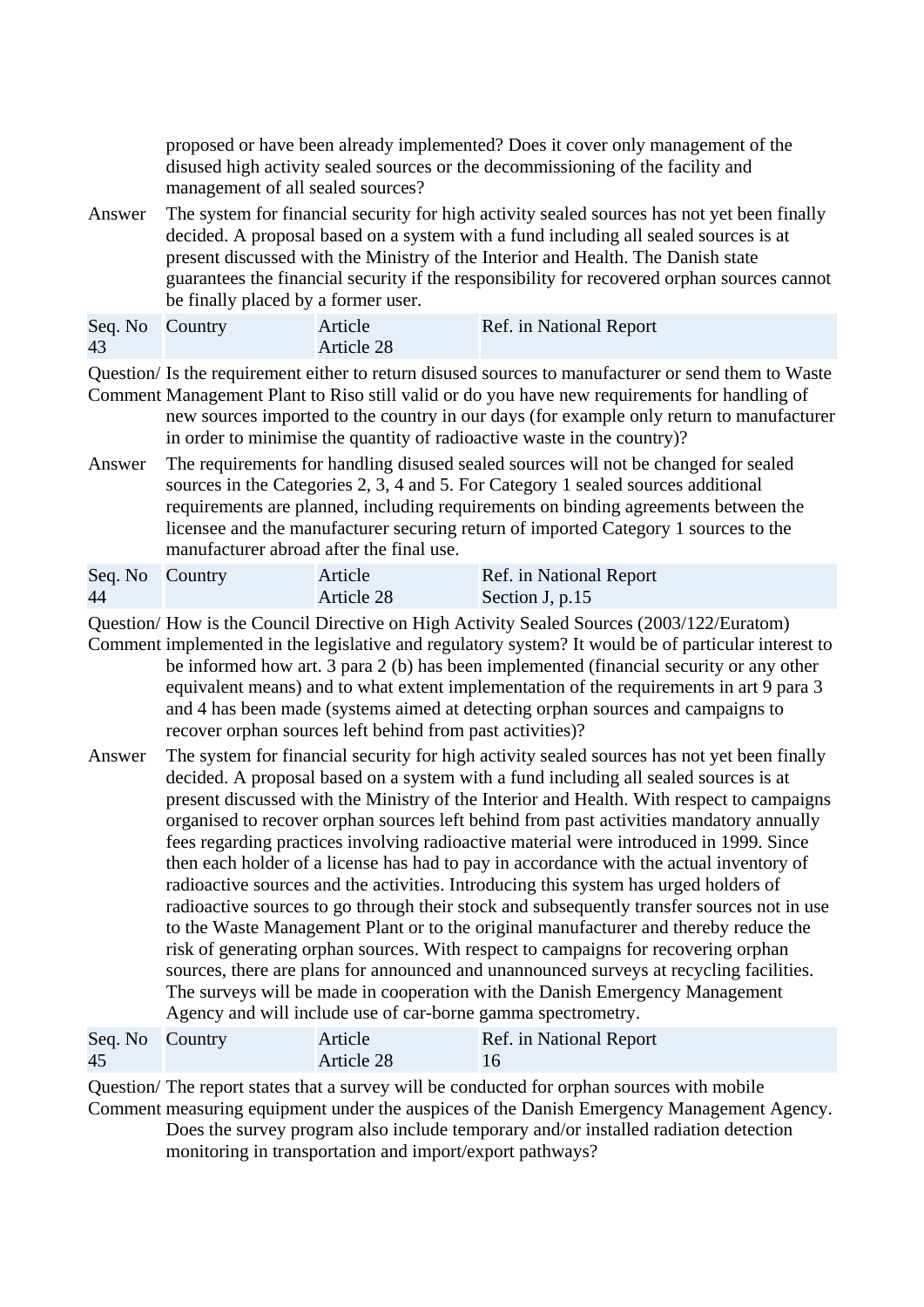proposed or have been already implemented? Does it cover only management of the disused high activity sealed sources or the decommissioning of the facility and management of all sealed sources?

Answer The system for financial security for high activity sealed sources has not yet been finally decided. A proposal based on a system with a fund including all sealed sources is at present discussed with the Ministry of the Interior and Health. The Danish state guarantees the financial security if the responsibility for recovered orphan sources cannot be finally placed by a former user.

| Seq. No 43 | Country | Article Article 28 | Ref. in National Report |
|---|---|---|---|

Question/ Comment Is the requirement either to return disused sources to manufacturer or send them to Waste Management Plant to Riso still valid or do you have new requirements for handling of new sources imported to the country in our days (for example only return to manufacturer in order to minimise the quantity of radioactive waste in the country)?

Answer The requirements for handling disused sealed sources will not be changed for sealed sources in the Categories 2, 3, 4 and 5. For Category 1 sealed sources additional requirements are planned, including requirements on binding agreements between the licensee and the manufacturer securing return of imported Category 1 sources to the manufacturer abroad after the final use.

| Seq. No 44 | Country | Article Article 28 | Ref. in National Report Section J, p.15 |
|---|---|---|---|

Question/ Comment How is the Council Directive on High Activity Sealed Sources (2003/122/Euratom) implemented in the legislative and regulatory system? It would be of particular interest to be informed how art. 3 para 2 (b) has been implemented (financial security or any other equivalent means) and to what extent implementation of the requirements in art 9 para 3 and 4 has been made (systems aimed at detecting orphan sources and campaigns to recover orphan sources left behind from past activities)?

Answer The system for financial security for high activity sealed sources has not yet been finally decided. A proposal based on a system with a fund including all sealed sources is at present discussed with the Ministry of the Interior and Health. With respect to campaigns organised to recover orphan sources left behind from past activities mandatory annually fees regarding practices involving radioactive material were introduced in 1999. Since then each holder of a license has had to pay in accordance with the actual inventory of radioactive sources and the activities. Introducing this system has urged holders of radioactive sources to go through their stock and subsequently transfer sources not in use to the Waste Management Plant or to the original manufacturer and thereby reduce the risk of generating orphan sources. With respect to campaigns for recovering orphan sources, there are plans for announced and unannounced surveys at recycling facilities. The surveys will be made in cooperation with the Danish Emergency Management Agency and will include use of car-borne gamma spectrometry.

| Seq. No 45 | Country | Article Article 28 | Ref. in National Report 16 |
|---|---|---|---|

Question/ Comment The report states that a survey will be conducted for orphan sources with mobile measuring equipment under the auspices of the Danish Emergency Management Agency. Does the survey program also include temporary and/or installed radiation detection monitoring in transportation and import/export pathways?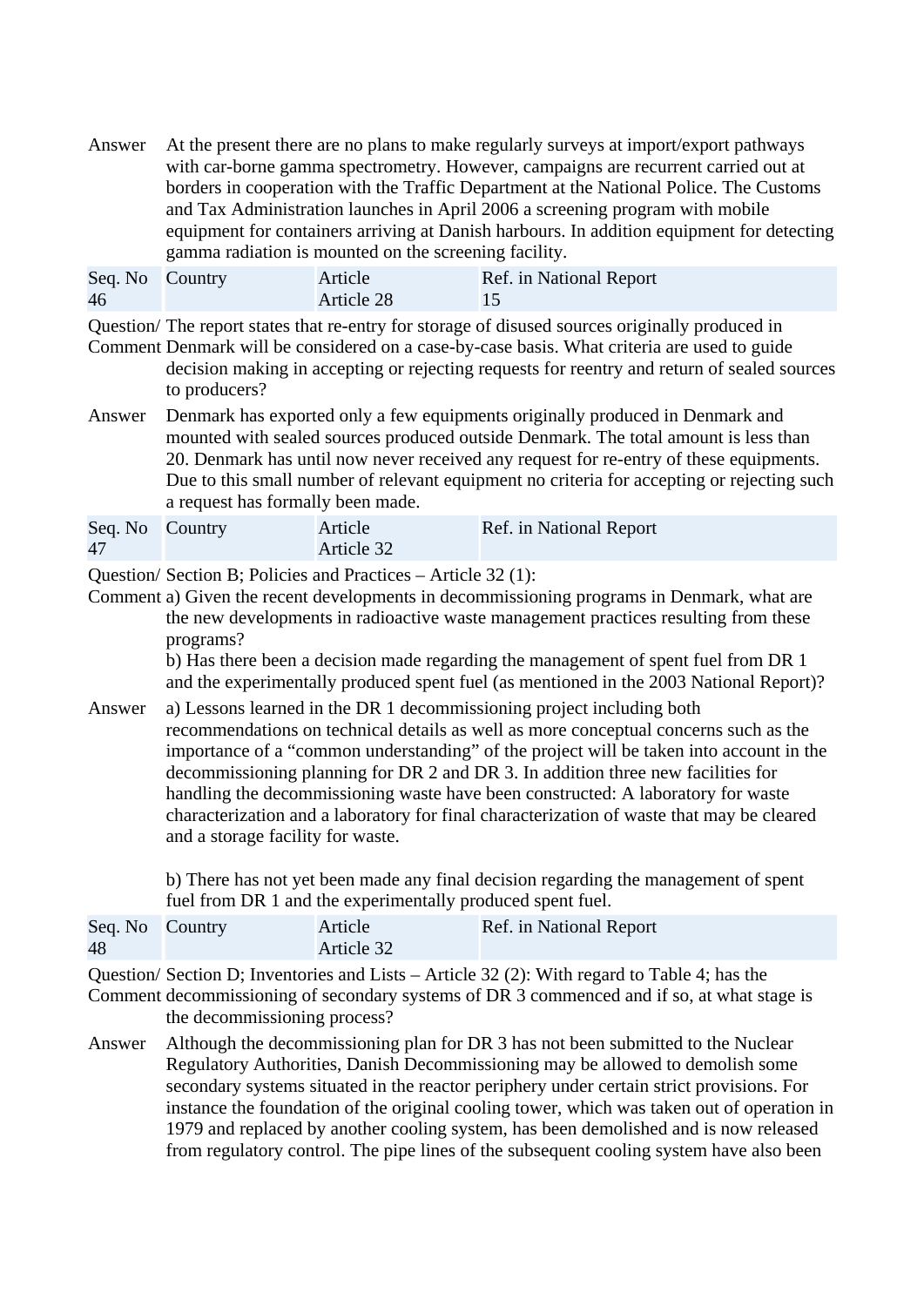| | |
|---|---|
| Answer | At the present there are no plans to make regularly surveys at import/export pathways with car-borne gamma spectrometry. However, campaigns are recurrent carried out at borders in cooperation with the Traffic Department at the National Police. The Customs and Tax Administration launches in April 2006 a screening program with mobile equipment for containers arriving at Danish harbours. In addition equipment for detecting gamma radiation is mounted on the screening facility. |

| Seq. No 46 | Country | Article Article 28 | Ref. in National Report 15 |
|---|---|---|---|

| | |
|---|---|
| Question/ Comment | The report states that re-entry for storage of disused sources originally produced in Denmark will be considered on a case-by-case basis. What criteria are used to guide decision making in accepting or rejecting requests for reentry and return of sealed sources to producers? |
| Answer | Denmark has exported only a few equipments originally produced in Denmark and mounted with sealed sources produced outside Denmark. The total amount is less than 20. Denmark has until now never received any request for re-entry of these equipments. Due to this small number of relevant equipment no criteria for accepting or rejecting such a request has formally been made. |

| Seq. No 47 | Country | Article Article 32 | Ref. in National Report |
|---|---|---|---|

| | |
|---|---|
| Question/ Comment | Section B; Policies and Practices – Article 32 (1):<br>a) Given the recent developments in decommissioning programs in Denmark, what are the new developments in radioactive waste management practices resulting from these programs?<br>b) Has there been a decision made regarding the management of spent fuel from DR 1 and the experimentally produced spent fuel (as mentioned in the 2003 National Report)? |
| Answer | a) Lessons learned in the DR 1 decommissioning project including both recommendations on technical details as well as more conceptual concerns such as the importance of a "common understanding" of the project will be taken into account in the decommissioning planning for DR 2 and DR 3. In addition three new facilities for handling the decommissioning waste have been constructed: A laboratory for waste characterization and a laboratory for final characterization of waste that may be cleared and a storage facility for waste.<br><br>b) There has not yet been made any final decision regarding the management of spent fuel from DR 1 and the experimentally produced spent fuel. |

| Seq. No 48 | Country | Article Article 32 | Ref. in National Report |
|---|---|---|---|

| | |
|---|---|
| Question/ Comment | Section D; Inventories and Lists – Article 32 (2): With regard to Table 4; has the decommissioning of secondary systems of DR 3 commenced and if so, at what stage is the decommissioning process? |
| Answer | Although the decommissioning plan for DR 3 has not been submitted to the Nuclear Regulatory Authorities, Danish Decommissioning may be allowed to demolish some secondary systems situated in the reactor periphery under certain strict provisions. For instance the foundation of the original cooling tower, which was taken out of operation in 1979 and replaced by another cooling system, has been demolished and is now released from regulatory control. The pipe lines of the subsequent cooling system have also been |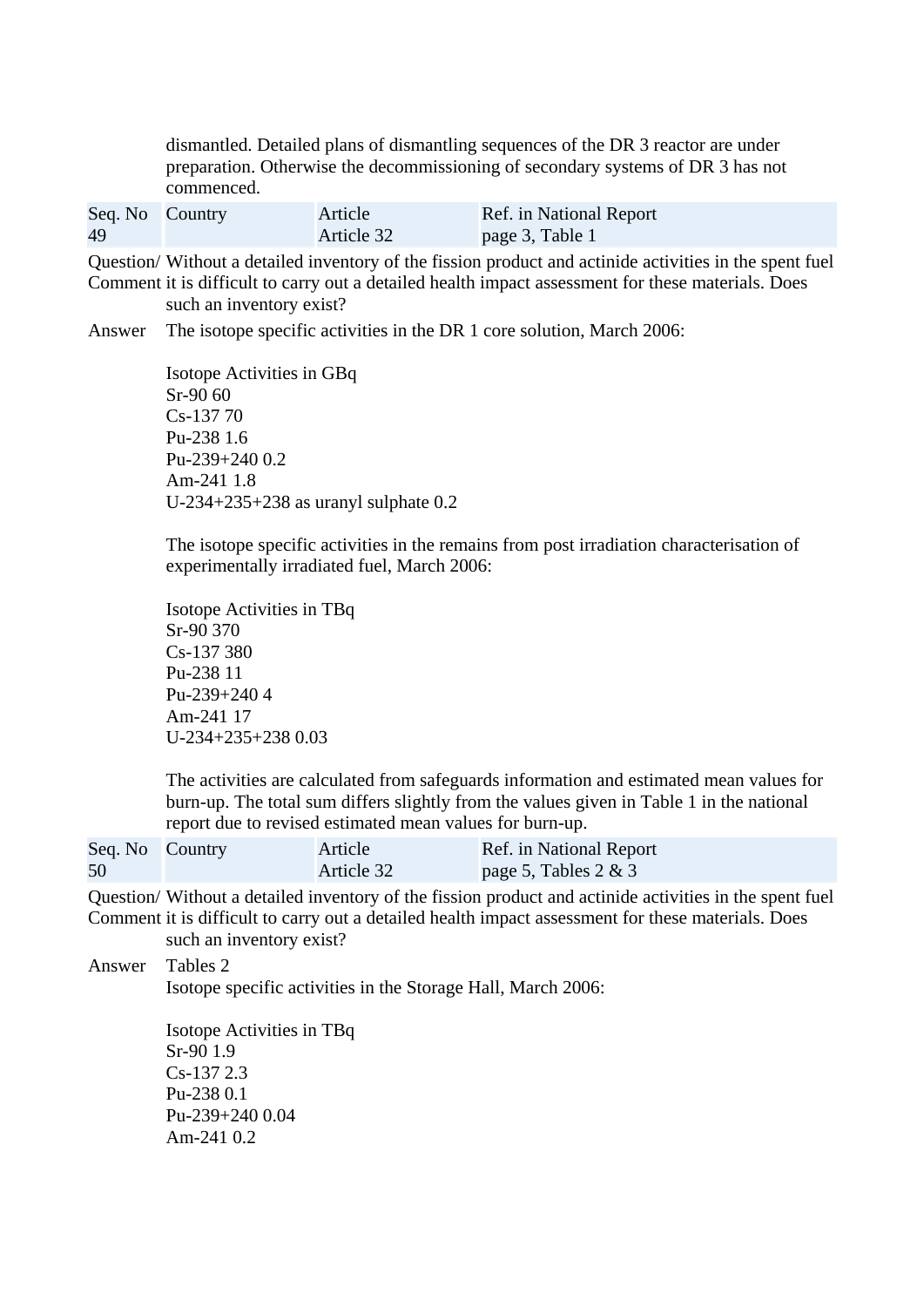dismantled. Detailed plans of dismantling sequences of the DR 3 reactor are under preparation. Otherwise the decommissioning of secondary systems of DR 3 has not commenced.

| Seq. No | Country | Article | Ref. in National Report |
|---|---|---|---|
| 49 | | Article 32 | page 3, Table 1 |

**Question/ Comment** Without a detailed inventory of the fission product and actinide activities in the spent fuel it is difficult to carry out a detailed health impact assessment for these materials. Does such an inventory exist?

**Answer** The isotope specific activities in the DR 1 core solution, March 2006:

Isotope Activities in GBq
Sr-90 60
Cs-137 70
Pu-238 1.6
Pu-239+240 0.2
Am-241 1.8
U-234+235+238 as uranyl sulphate 0.2

The isotope specific activities in the remains from post irradiation characterisation of experimentally irradiated fuel, March 2006:

Isotope Activities in TBq
Sr-90 370
Cs-137 380
Pu-238 11
Pu-239+240 4
Am-241 17
U-234+235+238 0.03

The activities are calculated from safeguards information and estimated mean values for burn-up. The total sum differs slightly from the values given in Table 1 in the national report due to revised estimated mean values for burn-up.

| Seq. No | Country | Article | Ref. in National Report |
|---|---|---|---|
| 50 | | Article 32 | page 5, Tables 2 & 3 |

**Question/ Comment** Without a detailed inventory of the fission product and actinide activities in the spent fuel it is difficult to carry out a detailed health impact assessment for these materials. Does such an inventory exist?

**Answer** Tables 2
Isotope specific activities in the Storage Hall, March 2006:

Isotope Activities in TBq
Sr-90 1.9
Cs-137 2.3
Pu-238 0.1
Pu-239+240 0.04
Am-241 0.2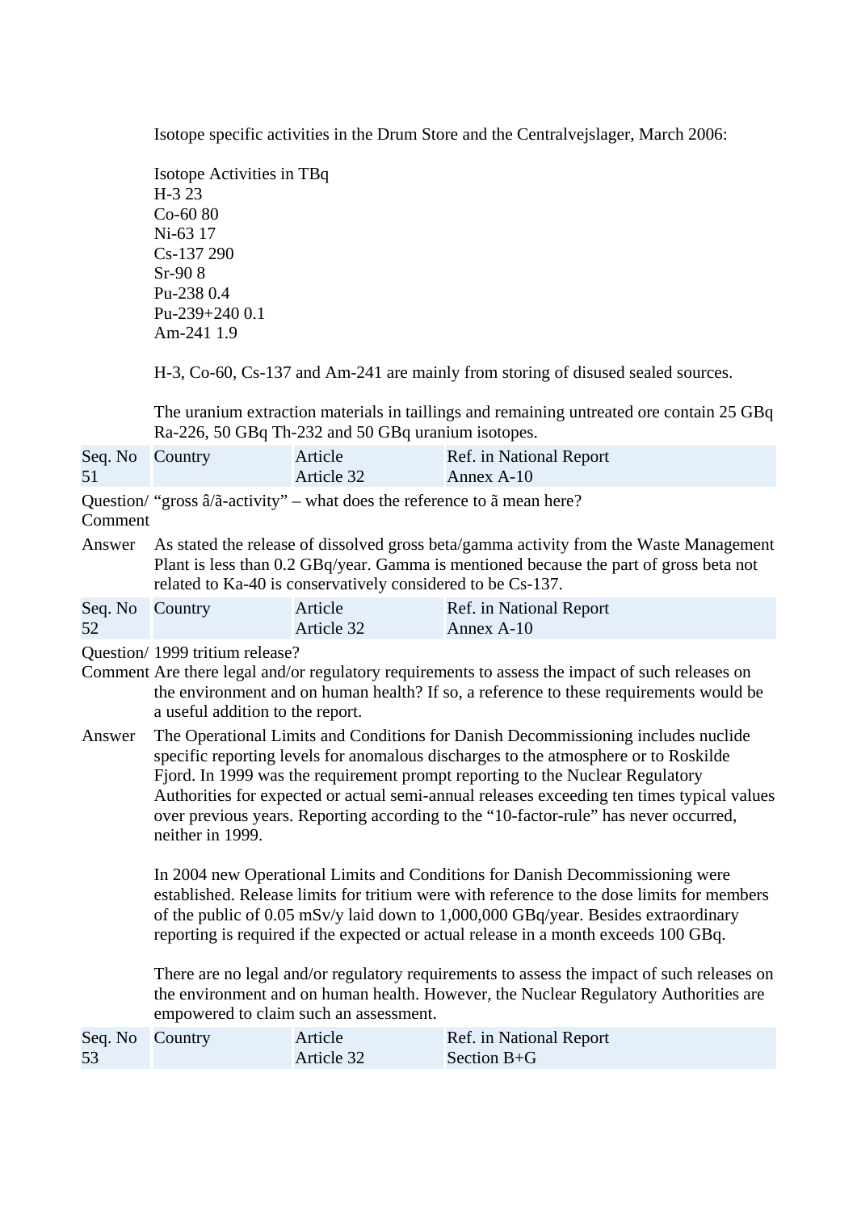Isotope specific activities in the Drum Store and the Centralvejslager, March 2006:

| Isotope | Activities in TBq |
| --- | --- |
| H-3 | 23 |
| Co-60 | 80 |
| Ni-63 | 17 |
| Cs-137 | 290 |
| Sr-90 | 8 |
| Pu-238 | 0.4 |
| Pu-239+240 | 0.1 |
| Am-241 | 1.9 |

H-3, Co-60, Cs-137 and Am-241 are mainly from storing of disused sealed sources.

The uranium extraction materials in taillings and remaining untreated ore contain 25 GBq Ra-226, 50 GBq Th-232 and 50 GBq uranium isotopes.

| Seq. No | Country | Article | Ref. in National Report |
| --- | --- | --- | --- |
| 51 | | Article 32 | Annex A-10 |

**Question/ Comment**
"gross â/ã-activity" – what does the reference to ã mean here?

**Answer**
As stated the release of dissolved gross beta/gamma activity from the Waste Management Plant is less than 0.2 GBq/year. Gamma is mentioned because the part of gross beta not related to Ka-40 is conservatively considered to be Cs-137.

| Seq. No | Country | Article | Ref. in National Report |
| --- | --- | --- | --- |
| 52 | | Article 32 | Annex A-10 |

**Question/ Comment**
1999 tritium release?
Are there legal and/or regulatory requirements to assess the impact of such releases on the environment and on human health? If so, a reference to these requirements would be a useful addition to the report.

**Answer**
The Operational Limits and Conditions for Danish Decommissioning includes nuclide specific reporting levels for anomalous discharges to the atmosphere or to Roskilde Fjord. In 1999 was the requirement prompt reporting to the Nuclear Regulatory Authorities for expected or actual semi-annual releases exceeding ten times typical values over previous years. Reporting according to the "10-factor-rule" has never occurred, neither in 1999.

In 2004 new Operational Limits and Conditions for Danish Decommissioning were established. Release limits for tritium were with reference to the dose limits for members of the public of 0.05 mSv/y laid down to 1,000,000 GBq/year. Besides extraordinary reporting is required if the expected or actual release in a month exceeds 100 GBq.

There are no legal and/or regulatory requirements to assess the impact of such releases on the environment and on human health. However, the Nuclear Regulatory Authorities are empowered to claim such an assessment.

| Seq. No | Country | Article | Ref. in National Report |
| --- | --- | --- | --- |
| 53 | | Article 32 | Section B+G |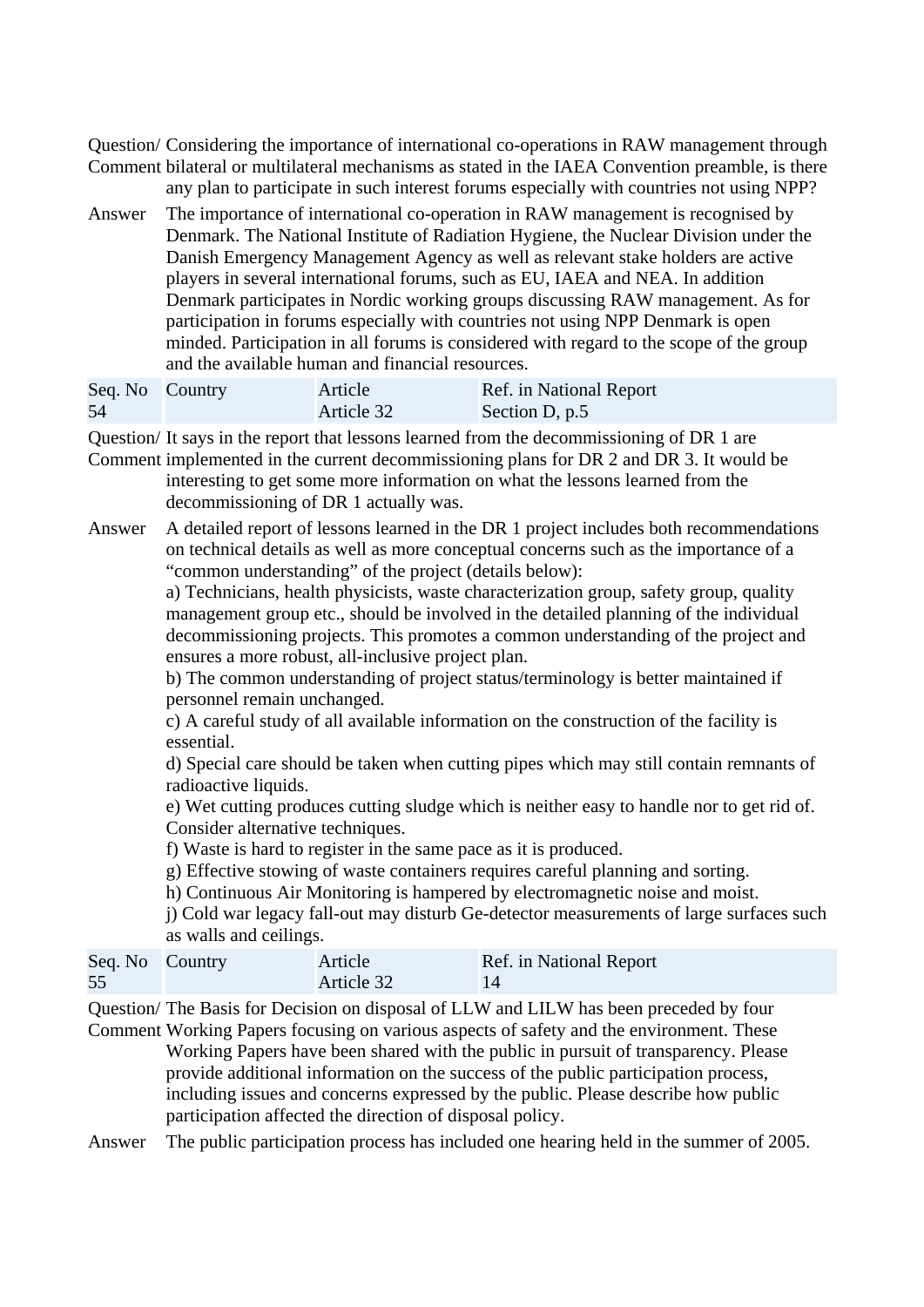| | |
|---|---|
| Question/ Comment | Considering the importance of international co-operations in RAW management through bilateral or multilateral mechanisms as stated in the IAEA Convention preamble, is there any plan to participate in such interest forums especially with countries not using NPP? |
| Answer | The importance of international co-operation in RAW management is recognised by Denmark. The National Institute of Radiation Hygiene, the Nuclear Division under the Danish Emergency Management Agency as well as relevant stake holders are active players in several international forums, such as EU, IAEA and NEA. In addition Denmark participates in Nordic working groups discussing RAW management. As for participation in forums especially with countries not using NPP Denmark is open minded. Participation in all forums is considered with regard to the scope of the group and the available human and financial resources. |

| Seq. No | Country | Article | Ref. in National Report |
|---|---|---|---|
| 54 | | Article 32 | Section D, p.5 |

| | |
|---|---|
| Question/ Comment | It says in the report that lessons learned from the decommissioning of DR 1 are implemented in the current decommissioning plans for DR 2 and DR 3. It would be interesting to get some more information on what the lessons learned from the decommissioning of DR 1 actually was. |
| Answer | A detailed report of lessons learned in the DR 1 project includes both recommendations on technical details as well as more conceptual concerns such as the importance of a “common understanding” of the project (details below):<br>a) Technicians, health physicists, waste characterization group, safety group, quality management group etc., should be involved in the detailed planning of the individual decommissioning projects. This promotes a common understanding of the project and ensures a more robust, all-inclusive project plan.<br>b) The common understanding of project status/terminology is better maintained if personnel remain unchanged.<br>c) A careful study of all available information on the construction of the facility is essential.<br>d) Special care should be taken when cutting pipes which may still contain remnants of radioactive liquids.<br>e) Wet cutting produces cutting sludge which is neither easy to handle nor to get rid of. Consider alternative techniques.<br>f) Waste is hard to register in the same pace as it is produced.<br>g) Effective stowing of waste containers requires careful planning and sorting.<br>h) Continuous Air Monitoring is hampered by electromagnetic noise and moist.<br>j) Cold war legacy fall-out may disturb Ge-detector measurements of large surfaces such as walls and ceilings. |

| Seq. No | Country | Article | Ref. in National Report |
|---|---|---|---|
| 55 | | Article 32 | 14 |

| | |
|---|---|
| Question/ Comment | The Basis for Decision on disposal of LLW and LILW has been preceded by four Working Papers focusing on various aspects of safety and the environment. These Working Papers have been shared with the public in pursuit of transparency. Please provide additional information on the success of the public participation process, including issues and concerns expressed by the public. Please describe how public participation affected the direction of disposal policy. |
| Answer | The public participation process has included one hearing held in the summer of 2005. |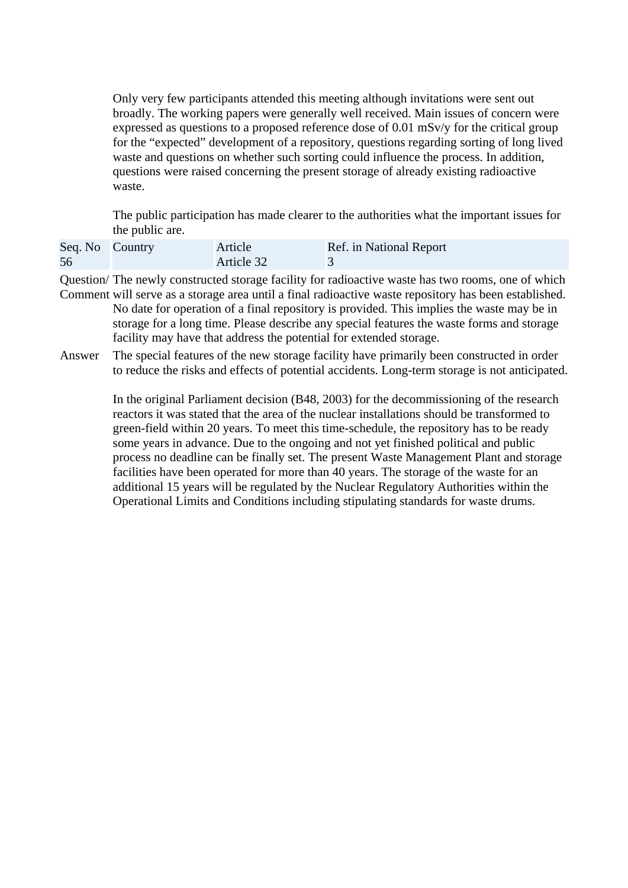Only very few participants attended this meeting although invitations were sent out broadly. The working papers were generally well received. Main issues of concern were expressed as questions to a proposed reference dose of 0.01 mSv/y for the critical group for the "expected" development of a repository, questions regarding sorting of long lived waste and questions on whether such sorting could influence the process. In addition, questions were raised concerning the present storage of already existing radioactive waste.

The public participation has made clearer to the authorities what the important issues for the public are.

| Seq. No | Country | Article | Ref. in National Report |
|---|---|---|---|
| 56 | | Article 32 | 3 |

**Question/ Comment** The newly constructed storage facility for radioactive waste has two rooms, one of which will serve as a storage area until a final radioactive waste repository has been established. No date for operation of a final repository is provided. This implies the waste may be in storage for a long time. Please describe any special features the waste forms and storage facility may have that address the potential for extended storage.

**Answer** The special features of the new storage facility have primarily been constructed in order to reduce the risks and effects of potential accidents. Long-term storage is not anticipated.

In the original Parliament decision (B48, 2003) for the decommissioning of the research reactors it was stated that the area of the nuclear installations should be transformed to green-field within 20 years. To meet this time-schedule, the repository has to be ready some years in advance. Due to the ongoing and not yet finished political and public process no deadline can be finally set. The present Waste Management Plant and storage facilities have been operated for more than 40 years. The storage of the waste for an additional 15 years will be regulated by the Nuclear Regulatory Authorities within the Operational Limits and Conditions including stipulating standards for waste drums.